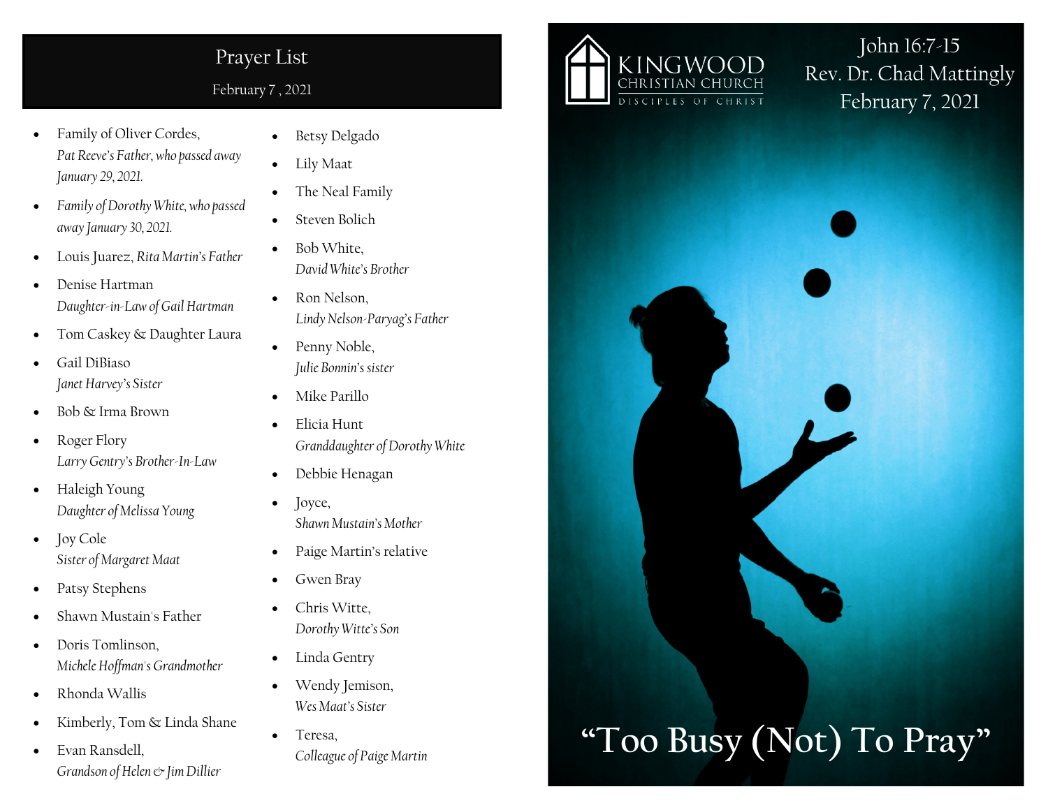# Prayer List

February 7 , 2021

- Family of Oliver Cordes,
  *Pat Reeve's Father, who passed away January 29, 2021.*
- *Family of Dorothy White, who passed away January 30, 2021.*
- Louis Juarez, *Rita Martin's Father*
- Denise Hartman
  *Daughter-in-Law of Gail Hartman*
- Tom Caskey & Daughter Laura
- Gail DiBiaso
  *Janet Harvey's Sister*
- Bob & Irma Brown
- Roger Flory
  *Larry Gentry's Brother-In-Law*
- Haleigh Young
  *Daughter of Melissa Young*
- Joy Cole
  *Sister of Margaret Maat*
- Patsy Stephens
- Shawn Mustain's Father
- Doris Tomlinson,
  *Michele Hoffman's Grandmother*
- Rhonda Wallis
- Kimberly, Tom & Linda Shane
- Evan Ransdell,
  *Grandson of Helen & Jim Dillier*
- Betsy Delgado
- Lily Maat
- The Neal Family
- Steven Bolich
- Bob White,
  *David White's Brother*
- Ron Nelson,
  *Lindy Nelson-Paryag's Father*
- Penny Noble,
  *Julie Bonnin's sister*
- Mike Parillo
- Elicia Hunt
  *Granddaughter of Dorothy White*
- Debbie Henagan
- Joyce,
  *Shawn Mustain's Mother*
- Paige Martin's relative
- Gwen Bray
- Chris Witte,
  *Dorothy Witte's Son*
- Linda Gentry
- Wendy Jemison,
  *Wes Maat's Sister*
- Teresa,
  *Colleague of Paige Martin*

KINGWOOD
CHRISTIAN CHURCH
DISCIPLES OF CHRIST

John 16:7-15
Rev. Dr. Chad Mattingly
February 7, 2021

# "Too Busy (Not) To Pray"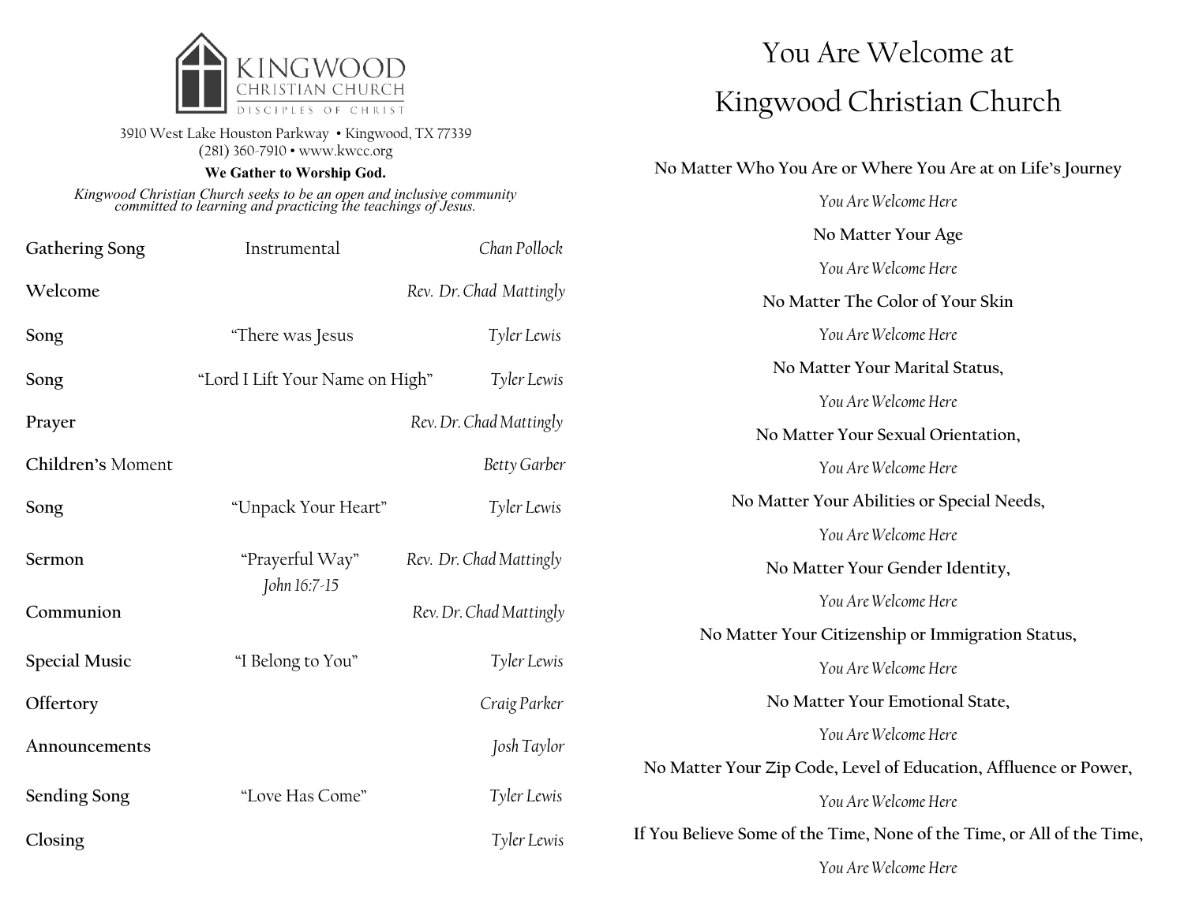# KINGWOOD CHRISTIAN CHURCH

DISCIPLES OF CHRIST

3910 West Lake Houston Parkway • Kingwood, TX 77339
(281) 360-7910 • www.kwcc.org

**We Gather to Worship God.**

*Kingwood Christian Church seeks to be an open and inclusive community committed to learning and practicing the teachings of Jesus.*

| | | |
|---|---|---|
| **Gathering Song** | Instrumental | *Chan Pollock* |
| **Welcome** | | *Rev. Dr. Chad Mattingly* |
| **Song** | "There was Jesus | *Tyler Lewis* |
| **Song** | "Lord I Lift Your Name on High" | *Tyler Lewis* |
| **Prayer** | | *Rev. Dr. Chad Mattingly* |
| **Children's** Moment | | *Betty Garber* |
| **Song** | "Unpack Your Heart" | *Tyler Lewis* |
| **Sermon** | "Prayerful Way" *John 16:7-15* | *Rev. Dr. Chad Mattingly* |
| **Communion** | | *Rev. Dr. Chad Mattingly* |
| **Special Music** | "I Belong to You" | *Tyler Lewis* |
| **Offertory** | | *Craig Parker* |
| **Announcements** | | *Josh Taylor* |
| **Sending Song** | "Love Has Come" | *Tyler Lewis* |
| **Closing** | | *Tyler Lewis* |

# You Are Welcome at Kingwood Christian Church

**No Matter Who You Are or Where You Are at on Life's Journey**

*You Are Welcome Here*

**No Matter Your Age**

*You Are Welcome Here*

**No Matter The Color of Your Skin**

*You Are Welcome Here*

**No Matter Your Marital Status,**

*You Are Welcome Here*

**No Matter Your Sexual Orientation,**

*You Are Welcome Here*

**No Matter Your Abilities or Special Needs,**

*You Are Welcome Here*

**No Matter Your Gender Identity,**

*You Are Welcome Here*

**No Matter Your Citizenship or Immigration Status,**

*You Are Welcome Here*

**No Matter Your Emotional State,**

*You Are Welcome Here*

**No Matter Your Zip Code, Level of Education, Affluence or Power,**

*You Are Welcome Here*

**If You Believe Some of the Time, None of the Time, or All of the Time,**

*You Are Welcome Here*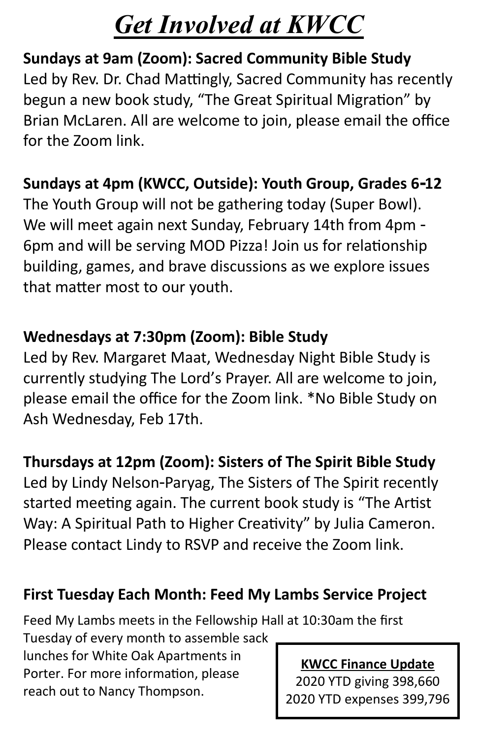# ***Get Involved at KWCC***

**Sundays at 9am (Zoom): Sacred Community Bible Study**

Led by Rev. Dr. Chad Mattingly, Sacred Community has recently begun a new book study, "The Great Spiritual Migration" by Brian McLaren. All are welcome to join, please email the office for the Zoom link.

**Sundays at 4pm (KWCC, Outside): Youth Group, Grades 6-12**

The Youth Group will not be gathering today (Super Bowl). We will meet again next Sunday, February 14th from 4pm - 6pm and will be serving MOD Pizza! Join us for relationship building, games, and brave discussions as we explore issues that matter most to our youth.

**Wednesdays at 7:30pm (Zoom): Bible Study**

Led by Rev. Margaret Maat, Wednesday Night Bible Study is currently studying The Lord's Prayer. All are welcome to join, please email the office for the Zoom link. *No Bible Study on Ash Wednesday, Feb 17th.

**Thursdays at 12pm (Zoom): Sisters of The Spirit Bible Study**

Led by Lindy Nelson-Paryag, The Sisters of The Spirit recently started meeting again. The current book study is "The Artist Way: A Spiritual Path to Higher Creativity" by Julia Cameron. Please contact Lindy to RSVP and receive the Zoom link.

**First Tuesday Each Month: Feed My Lambs Service Project**

Feed My Lambs meets in the Fellowship Hall at 10:30am the first Tuesday of every month to assemble sack lunches for White Oak Apartments in Porter. For more information, please reach out to Nancy Thompson.

**KWCC Finance Update**

2020 YTD giving 398,660

2020 YTD expenses 399,796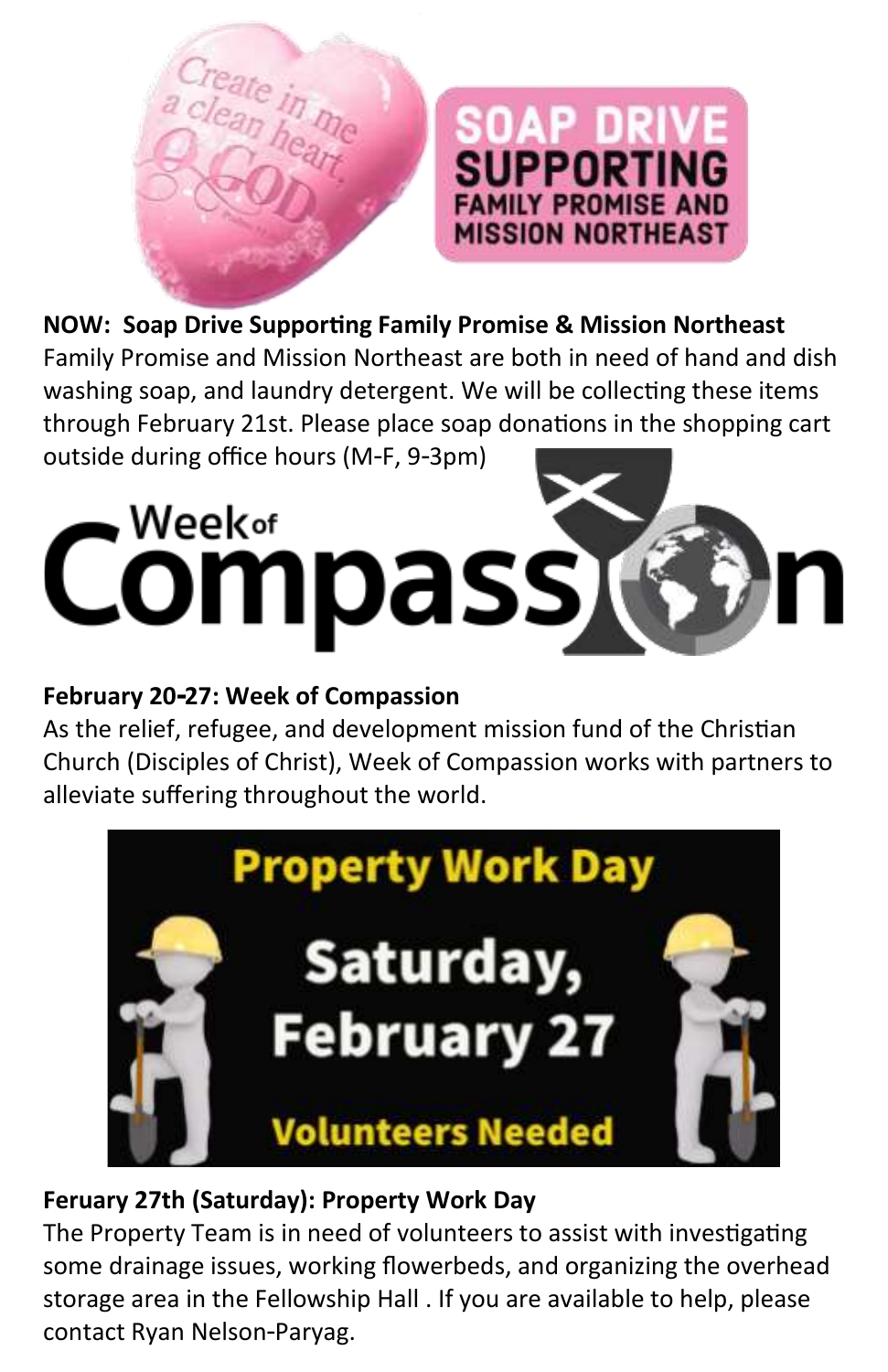SOAP DRIVE SUPPORTING FAMILY PROMISE AND MISSION NORTHEAST

**NOW: Soap Drive Supporting Family Promise & Mission Northeast**
Family Promise and Mission Northeast are both in need of hand and dish washing soap, and laundry detergent. We will be collecting these items through February 21st. Please place soap donations in the shopping cart outside during office hours (M-F, 9-3pm)

Week of Compassion

**February 20-27: Week of Compassion**
As the relief, refugee, and development mission fund of the Christian Church (Disciples of Christ), Week of Compassion works with partners to alleviate suffering throughout the world.

Property Work Day

Saturday, February 27

Volunteers Needed

**Feruary 27th (Saturday): Property Work Day**
The Property Team is in need of volunteers to assist with investigating some drainage issues, working flowerbeds, and organizing the overhead storage area in the Fellowship Hall . If you are available to help, please contact Ryan Nelson-Paryag.